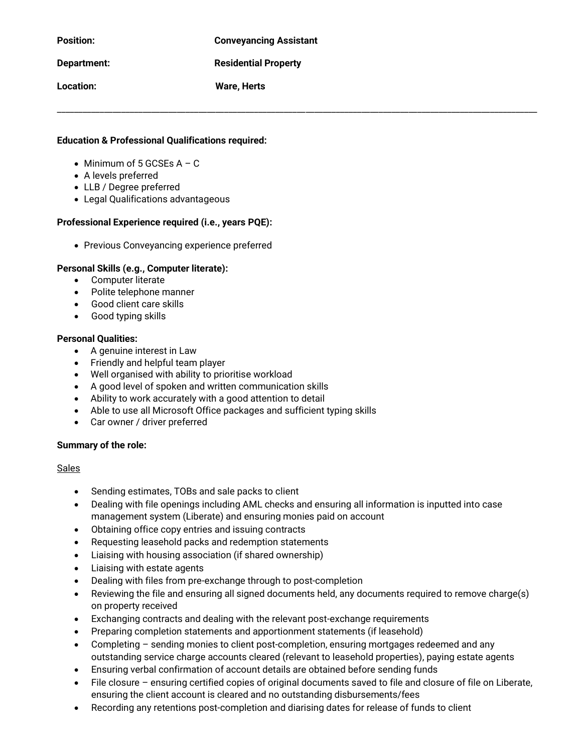**Position:** Conveyancing Assistant

**Department:** Residential Property

**Location:** Ware, Herts

---

**Education & Professional Qualifications required:**

- Minimum of 5 GCSEs A – C
- A levels preferred
- LLB / Degree preferred
- Legal Qualifications advantageous

**Professional Experience required (i.e., years PQE):**

- Previous Conveyancing experience preferred

**Personal Skills (e.g., Computer literate):**

- Computer literate
- Polite telephone manner
- Good client care skills
- Good typing skills

**Personal Qualities:**

- A genuine interest in Law
- Friendly and helpful team player
- Well organised with ability to prioritise workload
- A good level of spoken and written communication skills
- Ability to work accurately with a good attention to detail
- Able to use all Microsoft Office packages and sufficient typing skills
- Car owner / driver preferred

**Summary of the role:**

Sales

- Sending estimates, TOBs and sale packs to client
- Dealing with file openings including AML checks and ensuring all information is inputted into case management system (Liberate) and ensuring monies paid on account
- Obtaining office copy entries and issuing contracts
- Requesting leasehold packs and redemption statements
- Liaising with housing association (if shared ownership)
- Liaising with estate agents
- Dealing with files from pre-exchange through to post-completion
- Reviewing the file and ensuring all signed documents held, any documents required to remove charge(s) on property received
- Exchanging contracts and dealing with the relevant post-exchange requirements
- Preparing completion statements and apportionment statements (if leasehold)
- Completing – sending monies to client post-completion, ensuring mortgages redeemed and any outstanding service charge accounts cleared (relevant to leasehold properties), paying estate agents
- Ensuring verbal confirmation of account details are obtained before sending funds
- File closure – ensuring certified copies of original documents saved to file and closure of file on Liberate, ensuring the client account is cleared and no outstanding disbursements/fees
- Recording any retentions post-completion and diarising dates for release of funds to client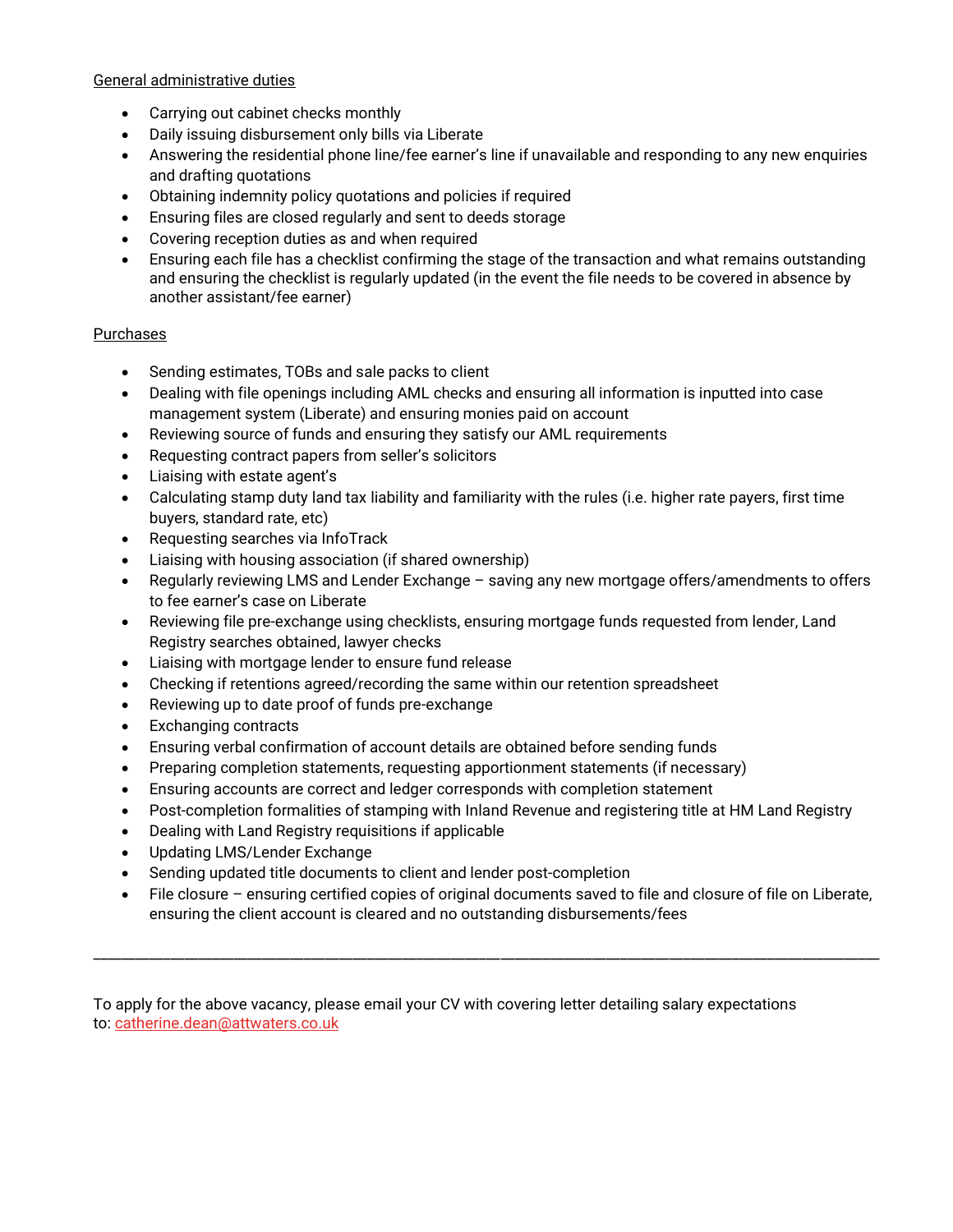General administrative duties

- Carrying out cabinet checks monthly
- Daily issuing disbursement only bills via Liberate
- Answering the residential phone line/fee earner's line if unavailable and responding to any new enquiries and drafting quotations
- Obtaining indemnity policy quotations and policies if required
- Ensuring files are closed regularly and sent to deeds storage
- Covering reception duties as and when required
- Ensuring each file has a checklist confirming the stage of the transaction and what remains outstanding and ensuring the checklist is regularly updated (in the event the file needs to be covered in absence by another assistant/fee earner)

Purchases

- Sending estimates, TOBs and sale packs to client
- Dealing with file openings including AML checks and ensuring all information is inputted into case management system (Liberate) and ensuring monies paid on account
- Reviewing source of funds and ensuring they satisfy our AML requirements
- Requesting contract papers from seller's solicitors
- Liaising with estate agent's
- Calculating stamp duty land tax liability and familiarity with the rules (i.e. higher rate payers, first time buyers, standard rate, etc)
- Requesting searches via InfoTrack
- Liaising with housing association (if shared ownership)
- Regularly reviewing LMS and Lender Exchange – saving any new mortgage offers/amendments to offers to fee earner's case on Liberate
- Reviewing file pre-exchange using checklists, ensuring mortgage funds requested from lender, Land Registry searches obtained, lawyer checks
- Liaising with mortgage lender to ensure fund release
- Checking if retentions agreed/recording the same within our retention spreadsheet
- Reviewing up to date proof of funds pre-exchange
- Exchanging contracts
- Ensuring verbal confirmation of account details are obtained before sending funds
- Preparing completion statements, requesting apportionment statements (if necessary)
- Ensuring accounts are correct and ledger corresponds with completion statement
- Post-completion formalities of stamping with Inland Revenue and registering title at HM Land Registry
- Dealing with Land Registry requisitions if applicable
- Updating LMS/Lender Exchange
- Sending updated title documents to client and lender post-completion
- File closure – ensuring certified copies of original documents saved to file and closure of file on Liberate, ensuring the client account is cleared and no outstanding disbursements/fees

---

To apply for the above vacancy, please email your CV with covering letter detailing salary expectations to: catherine.dean@attwaters.co.uk